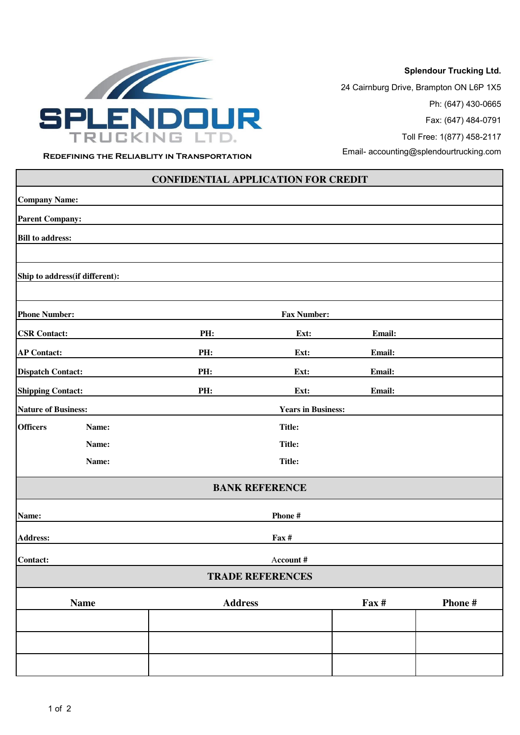**SPLENDOUR TRUCKING LTD.**

REDEFINING THE RELIABLITY IN TRANSPORTATION

**Splendour Trucking Ltd.**

24 Cairnburg Drive, Brampton ON L6P 1X5

Ph: (647) 430-0665

Fax: (647) 484-0791

Toll Free: 1(877) 458-2117

Email- accounting@splendourtrucking.com

## CONFIDENTIAL APPLICATION FOR CREDIT

**Company Name:**

**Parent Company:**

**Bill to address:**

**Ship to address(if different):**

| **Phone Number:** | | **Fax Number:** | |
|---|---|---|---|
| **CSR Contact:** | **PH:** | **Ext:** | **Email:** |
| **AP Contact:** | **PH:** | **Ext:** | **Email:** |
| **Dispatch Contact:** | **PH:** | **Ext:** | **Email:** |
| **Shipping Contact:** | **PH:** | **Ext:** | **Email:** |

**Nature of Business:** **Years in Business:**

| **Officers** | **Name:** | **Title:** |
|---|---|---|
| | **Name:** | **Title:** |
| | **Name:** | **Title:** |

## BANK REFERENCE

| **Name:** | **Phone #** |
|---|---|
| **Address:** | **Fax #** |
| **Contact:** | **Account #** |

## TRADE REFERENCES

| Name | Address | Fax # | Phone # |
|---|---|---|---|
| | | | |
| | | | |
| | | | |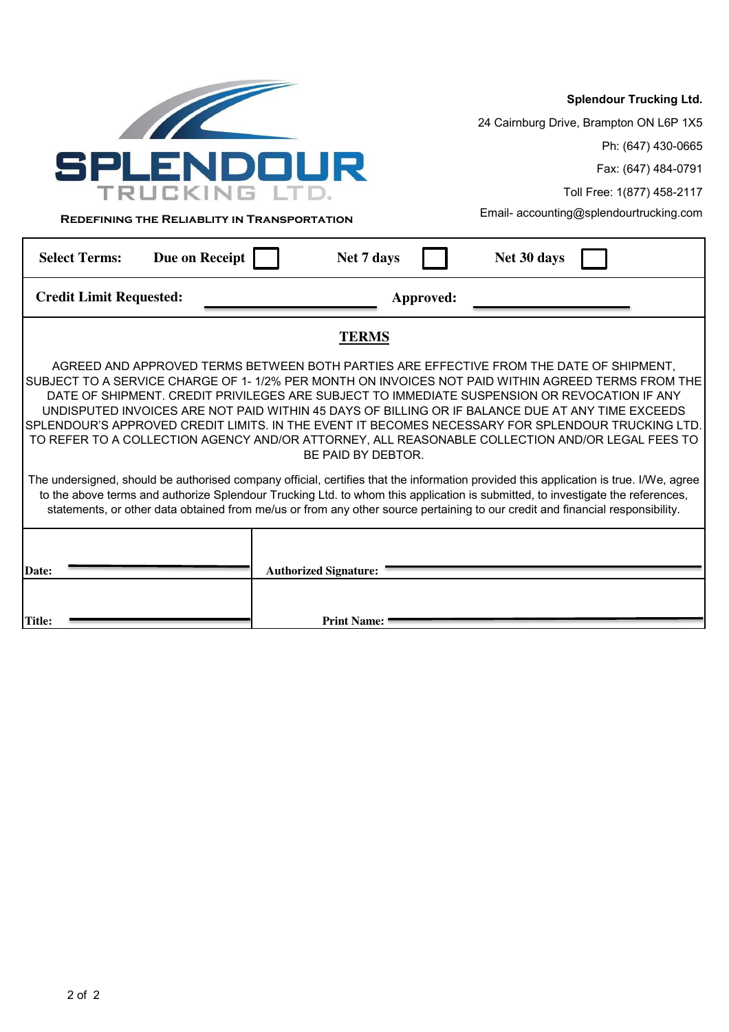**SPLENDOUR**
TRUCKING LTD.

REDEFINING THE RELIABLITY IN TRANSPORTATION

**Splendour Trucking Ltd.**

24 Cairnburg Drive, Brampton ON L6P 1X5

Ph: (647) 430-0665

Fax: (647) 484-0791

Toll Free: 1(877) 458-2117

Email- accounting@splendourtrucking.com

| | | | |
|---|---|---|---|
| **Select Terms:** | **Due on Receipt** ☐ | **Net 7 days** ☐ | **Net 30 days** ☐ |
| **Credit Limit Requested:** ______________ | | **Approved:** ______________ | |

## TERMS

AGREED AND APPROVED TERMS BETWEEN BOTH PARTIES ARE EFFECTIVE FROM THE DATE OF SHIPMENT, SUBJECT TO A SERVICE CHARGE OF 1- 1/2% PER MONTH ON INVOICES NOT PAID WITHIN AGREED TERMS FROM THE DATE OF SHIPMENT. CREDIT PRIVILEGES ARE SUBJECT TO IMMEDIATE SUSPENSION OR REVOCATION IF ANY UNDISPUTED INVOICES ARE NOT PAID WITHIN 45 DAYS OF BILLING OR IF BALANCE DUE AT ANY TIME EXCEEDS SPLENDOUR'S APPROVED CREDIT LIMITS. IN THE EVENT IT BECOMES NECESSARY FOR SPLENDOUR TRUCKING LTD. TO REFER TO A COLLECTION AGENCY AND/OR ATTORNEY, ALL REASONABLE COLLECTION AND/OR LEGAL FEES TO BE PAID BY DEBTOR.

The undersigned, should be authorised company official, certifies that the information provided this application is true. I/We, agree to the above terms and authorize Splendour Trucking Ltd. to whom this application is submitted, to investigate the references, statements, or other data obtained from me/us or from any other source pertaining to our credit and financial responsibility.

| | |
|---|---|
| **Date:** ______________ | **Authorized Signature:** ______________ |
| **Title:** ______________ | **Print Name:** ______________ |